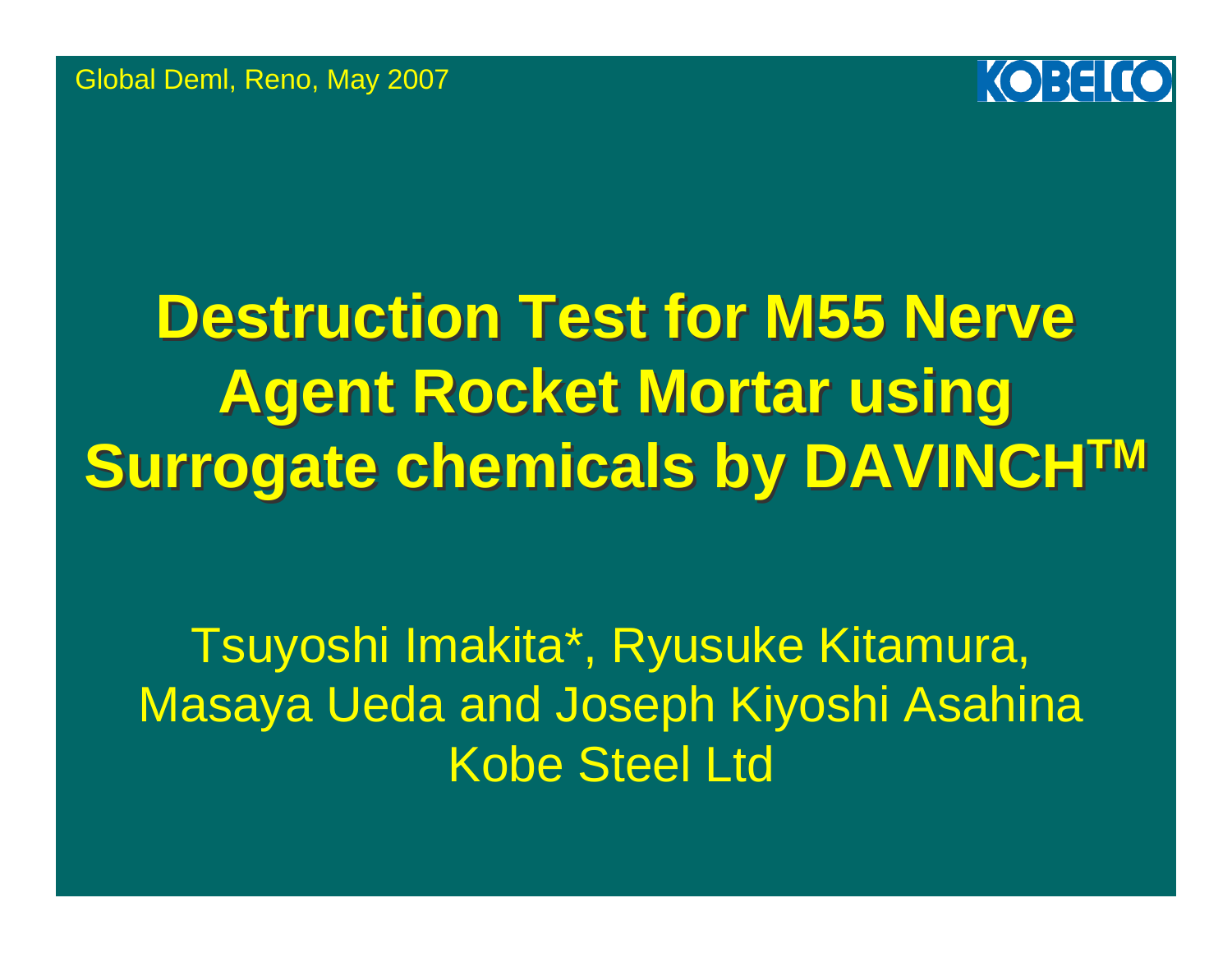Global Deml, Reno, May 2007

KOBELCO

# Destruction Test for M55 Nerve Agent Rocket Mortar using Surrogate chemicals by DAVINCH$^{TM}$

Tsuyoshi Imakita*, Ryusuke Kitamura, Masaya Ueda and Joseph Kiyoshi Asahina
Kobe Steel Ltd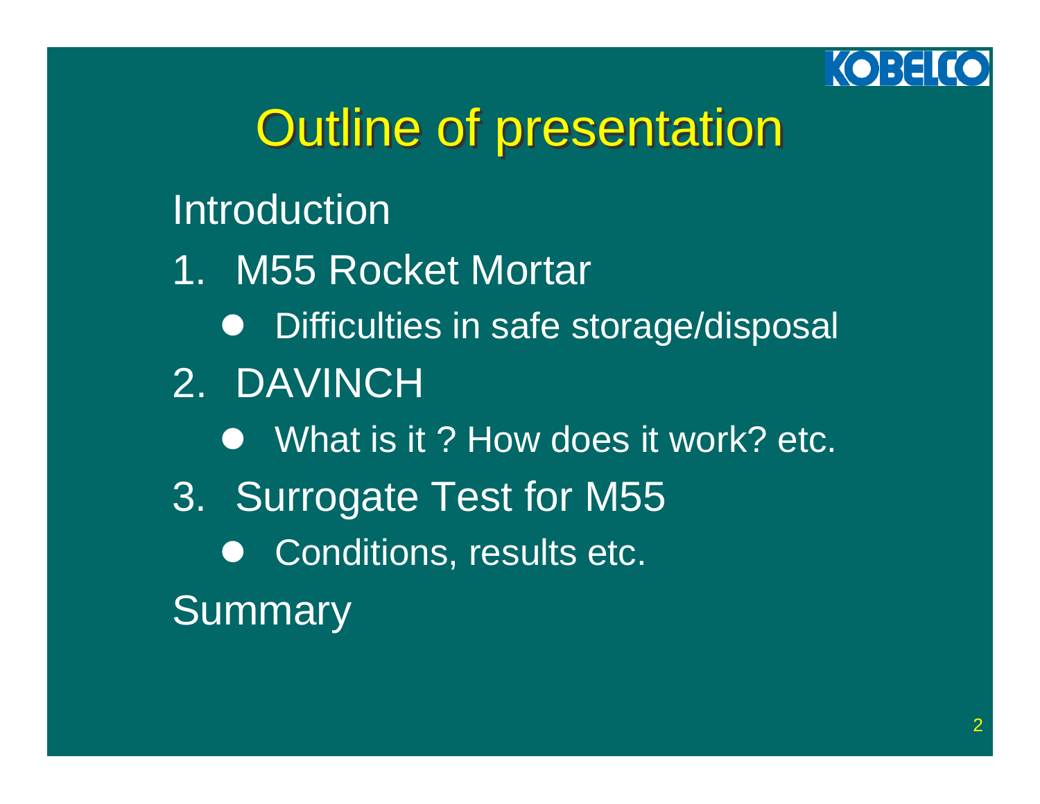# Outline of presentation

Introduction

1. M55 Rocket Mortar
   - Difficulties in safe storage/disposal
2. DAVINCH
   - What is it ? How does it work? etc.
3. Surrogate Test for M55
   - Conditions, results etc.

Summary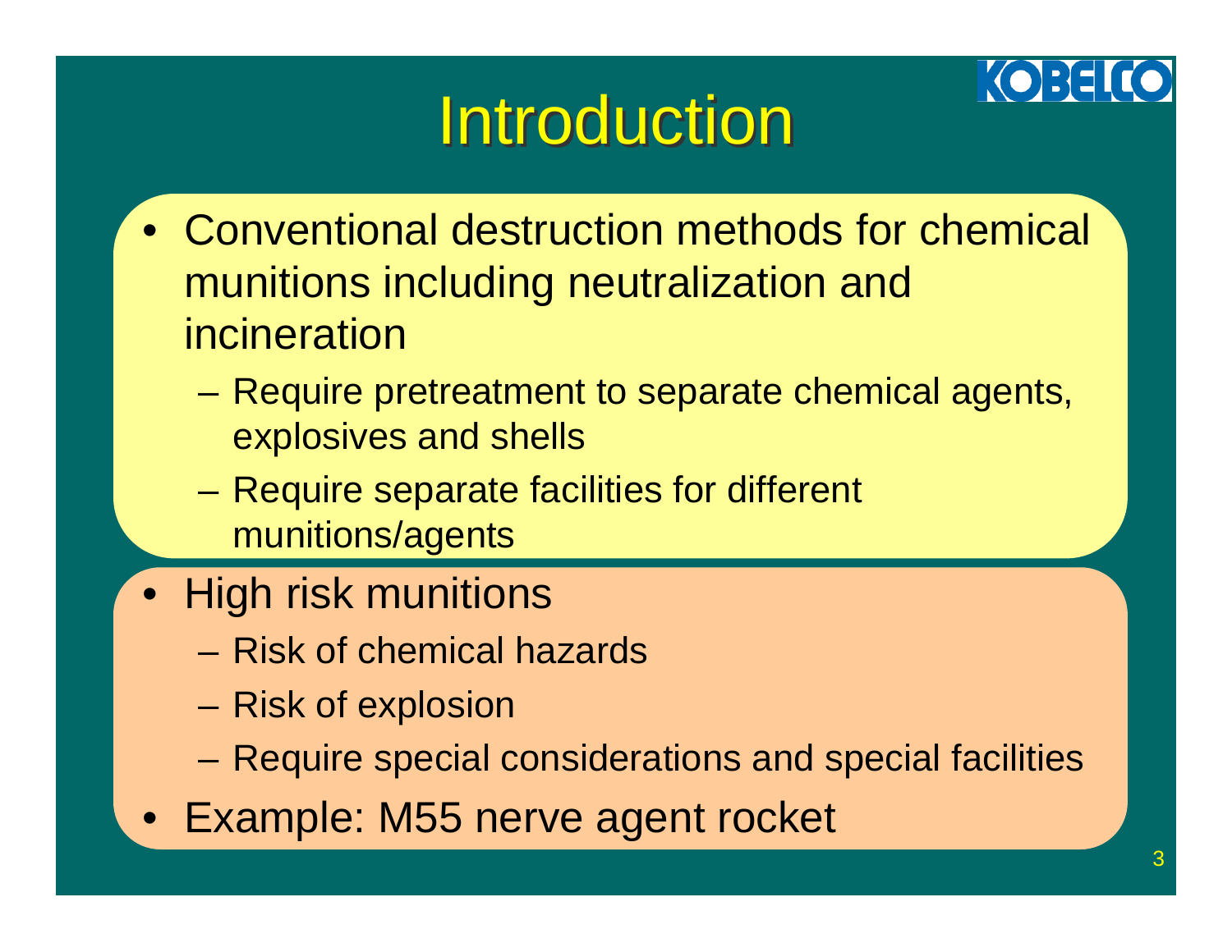# Introduction

- Conventional destruction methods for chemical munitions including neutralization and incineration
  - Require pretreatment to separate chemical agents, explosives and shells
  - Require separate facilities for different munitions/agents
- High risk munitions
  - Risk of chemical hazards
  - Risk of explosion
  - Require special considerations and special facilities
- Example: M55 nerve agent rocket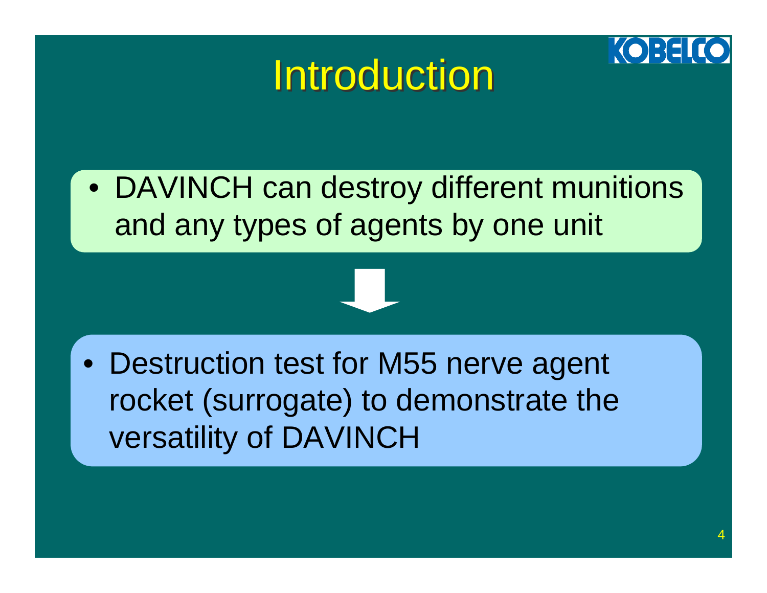# Introduction

- DAVINCH can destroy different munitions and any types of agents by one unit

↓

- Destruction test for M55 nerve agent rocket (surrogate) to demonstrate the versatility of DAVINCH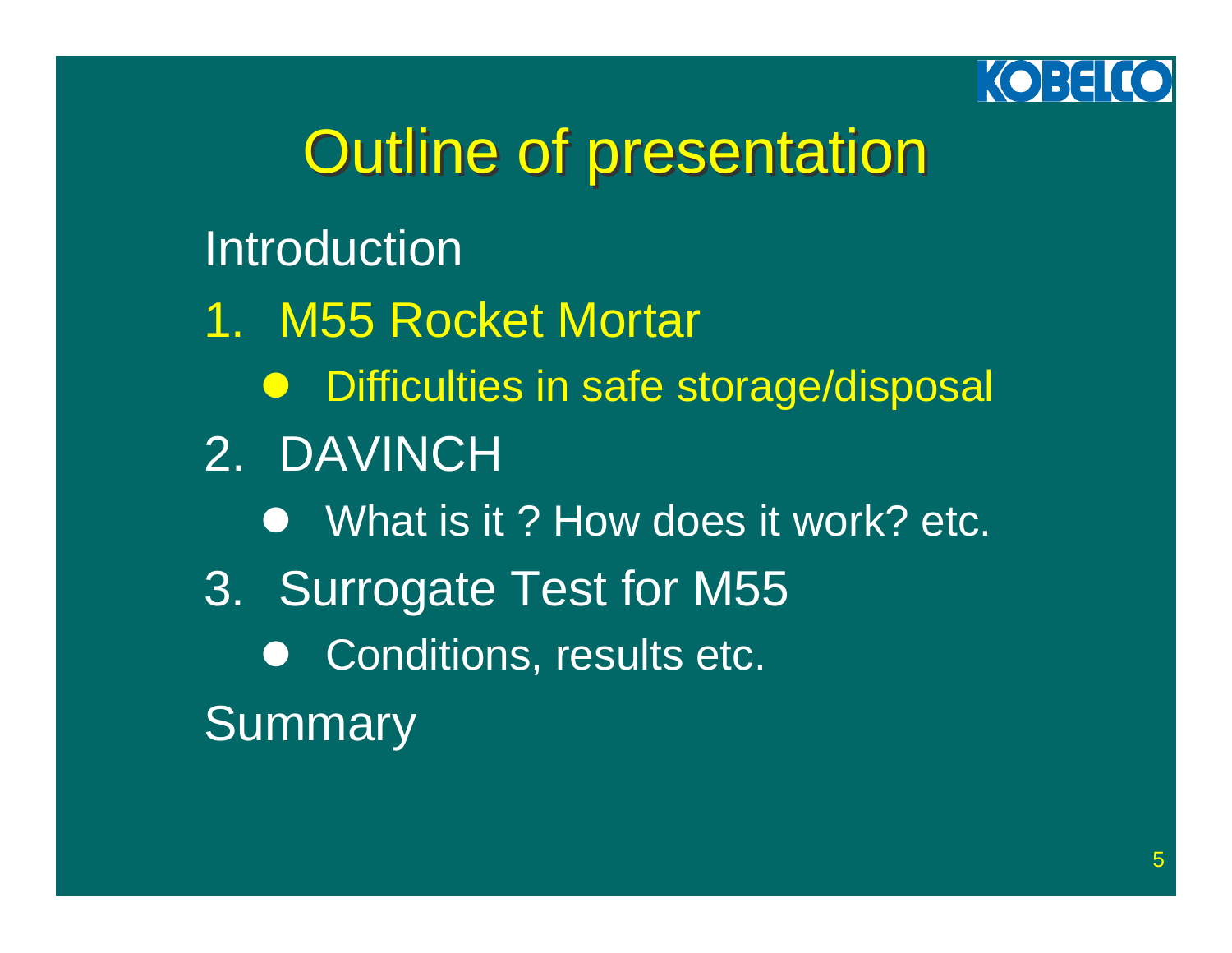# Outline of presentation

Introduction

1. M55 Rocket Mortar
   - Difficulties in safe storage/disposal
2. DAVINCH
   - What is it ? How does it work? etc.
3. Surrogate Test for M55
   - Conditions, results etc.

Summary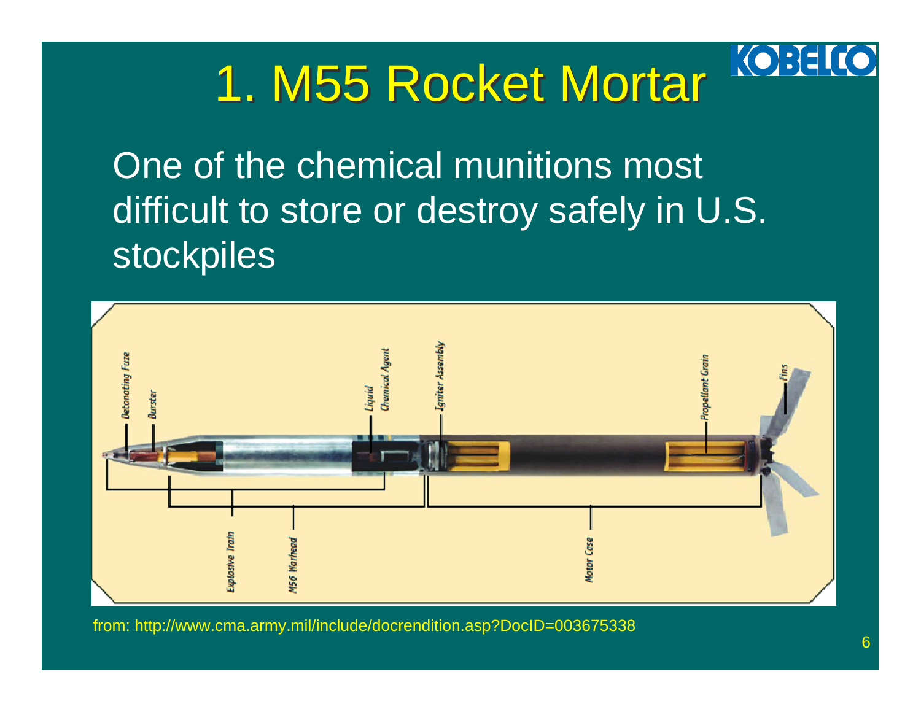# 1. M55 Rocket Mortar

One of the chemical munitions most difficult to store or destroy safely in U.S. stockpiles

Detonating Fuze, Burster, Liquid Chemical Agent, Igniter Assembly, Propellant Grain, Fins, Explosive Train, M56 Warhead, Motor Case

from: http://www.cma.army.mil/include/docrendition.asp?DocID=003675338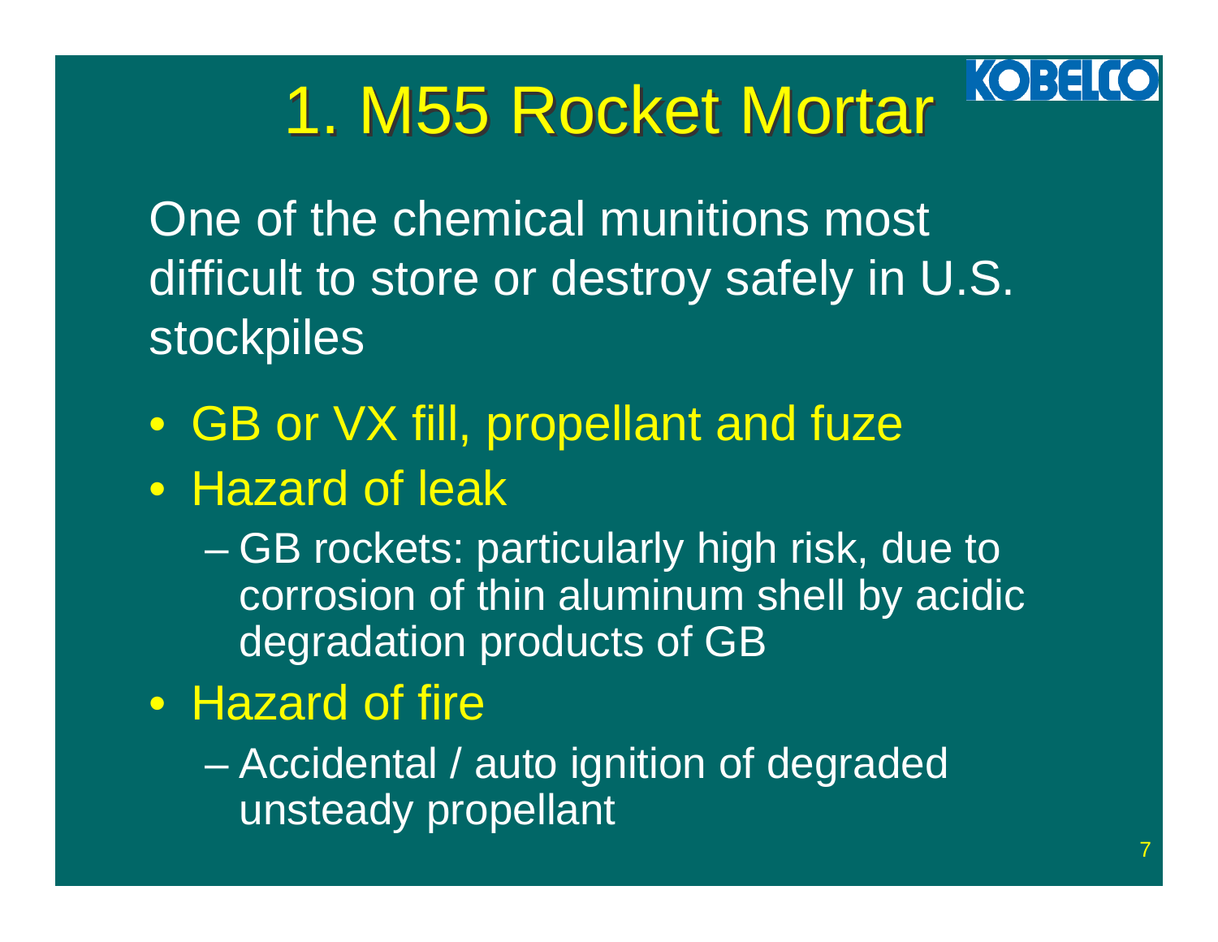# 1. M55 Rocket Mortar

One of the chemical munitions most difficult to store or destroy safely in U.S. stockpiles

- GB or VX fill, propellant and fuze
- Hazard of leak
  - GB rockets: particularly high risk, due to corrosion of thin aluminum shell by acidic degradation products of GB
- Hazard of fire
  - Accidental / auto ignition of degraded unsteady propellant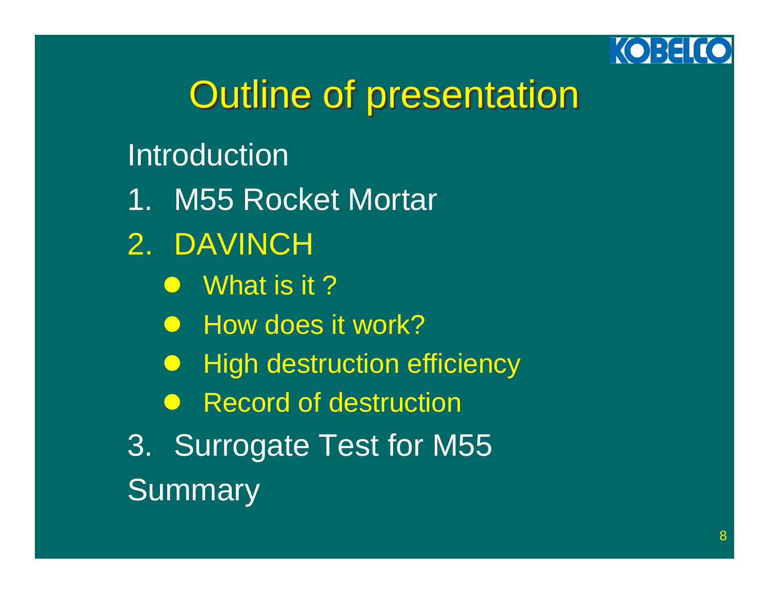# Outline of presentation

Introduction

1. M55 Rocket Mortar
2. DAVINCH
   - What is it ?
   - How does it work?
   - High destruction efficiency
   - Record of destruction
3. Surrogate Test for M55

Summary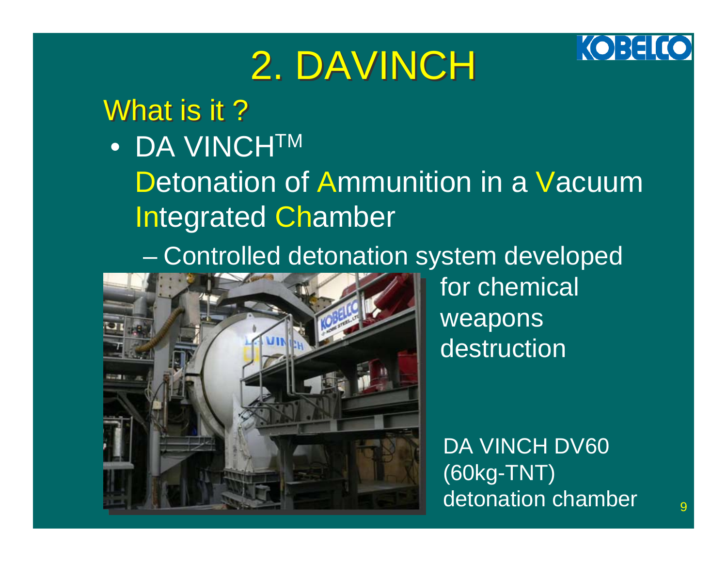# 2. DAVINCH

## What is it ?

- DA VINCH™

  Detonation of Ammunition in a Vacuum Integrated Chamber

  – Controlled detonation system developed for chemical weapons destruction

DA VINCH DV60 (60kg-TNT) detonation chamber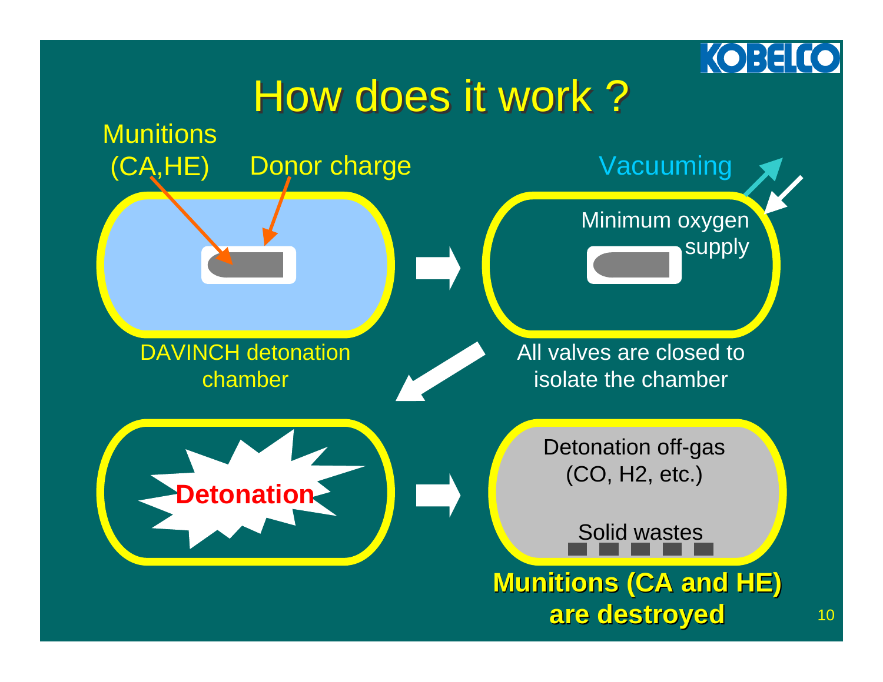# How does it work ?

Munitions (CA,HE)

Donor charge

DAVINCH detonation chamber

Vacuuming

Minimum oxygen supply

All valves are closed to isolate the chamber

Detonation

Detonation off-gas ($CO$, $H_2$, etc.)

Solid wastes

**Munitions (CA and HE) are destroyed**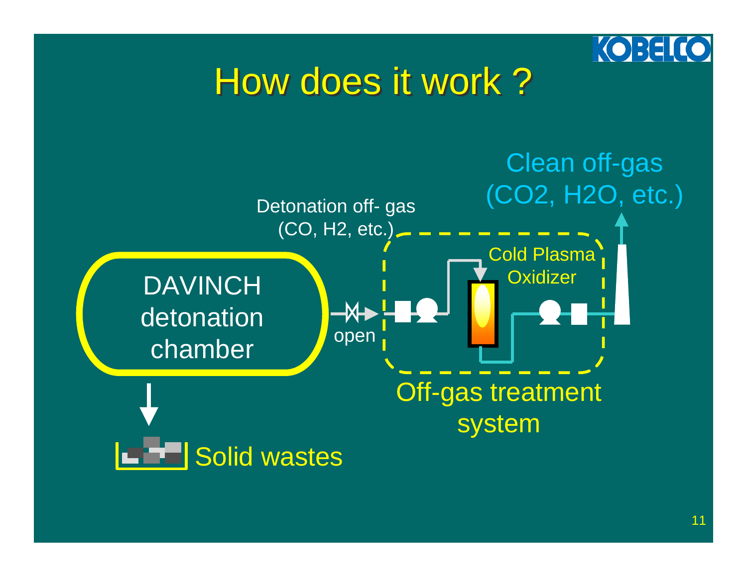# How does it work ?

DAVINCH detonation chamber

Solid wastes

open

Detonation off- gas ($CO$, $H_2$, etc.)

Cold Plasma Oxidizer

Off-gas treatment system

Clean off-gas ($CO_2$, $H_2O$, etc.)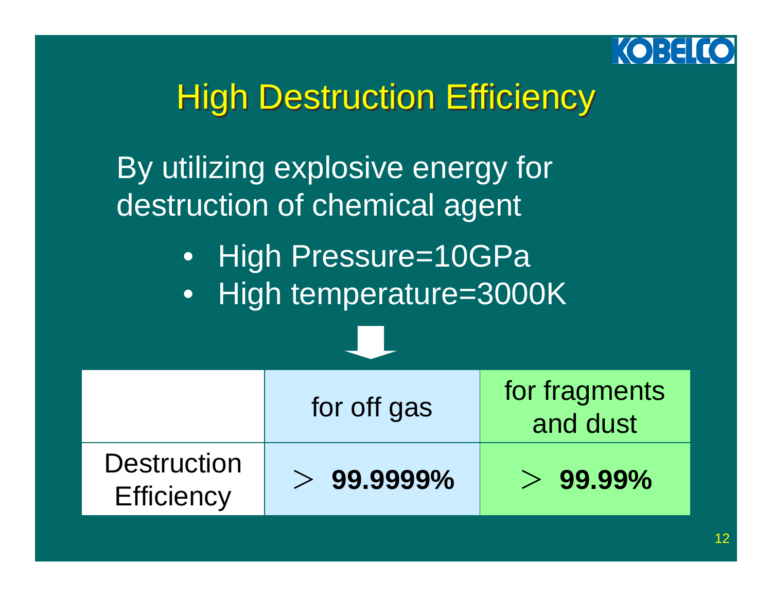# High Destruction Efficiency

By utilizing explosive energy for destruction of chemical agent

- High Pressure=10GPa
- High temperature=3000K

| | for off gas | for fragments and dust |
|---|---|---|
| Destruction Efficiency | > **99.9999%** | > **99.99%** |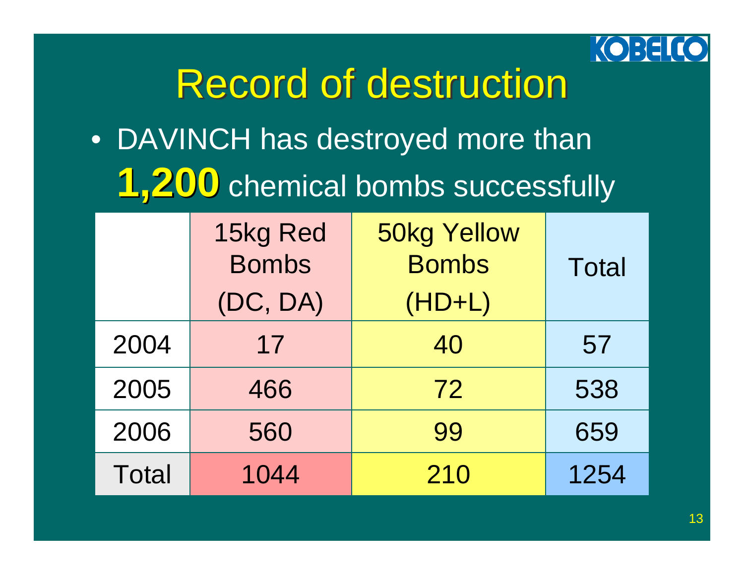# Record of destruction

- DAVINCH has destroyed more than **1,200** chemical bombs successfully

| | 15kg Red Bombs (DC, DA) | 50kg Yellow Bombs (HD+L) | Total |
|---|---|---|---|
| 2004 | 17 | 40 | 57 |
| 2005 | 466 | 72 | 538 |
| 2006 | 560 | 99 | 659 |
| Total | 1044 | 210 | 1254 |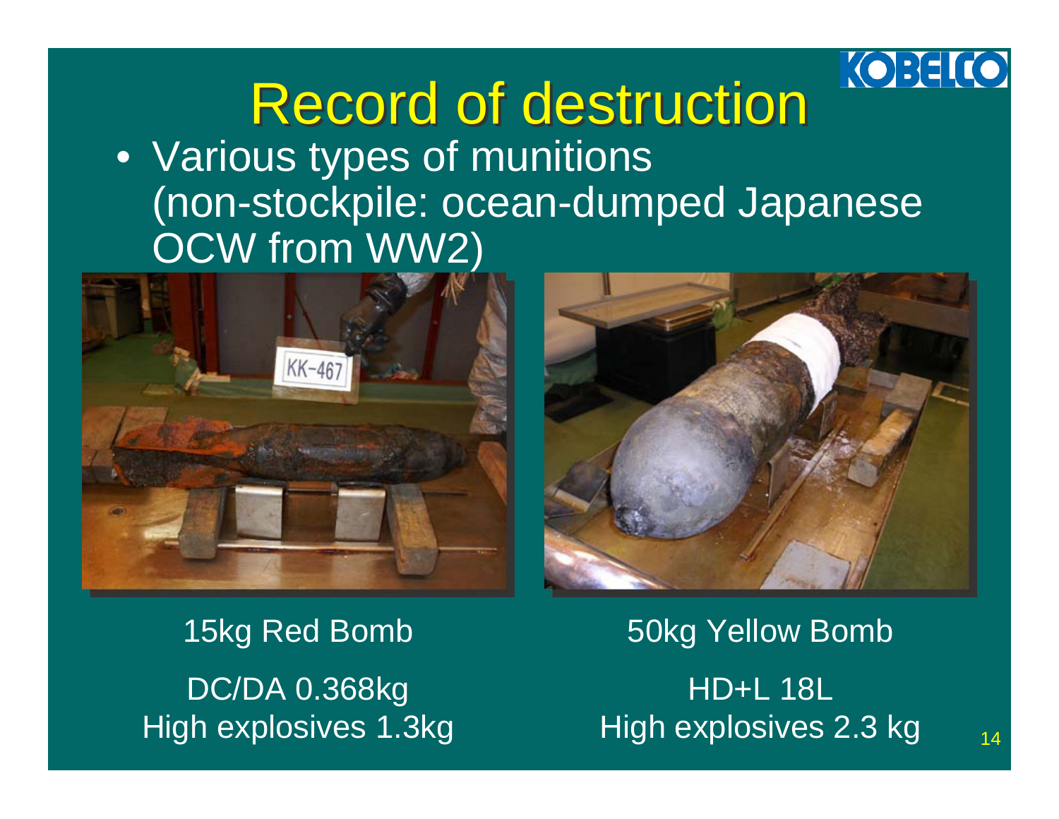# Record of destruction

- Various types of munitions (non-stockpile: ocean-dumped Japanese OCW from WW2)

15kg Red Bomb

DC/DA 0.368kg
High explosives 1.3kg

50kg Yellow Bomb

HD+L 18L
High explosives 2.3 kg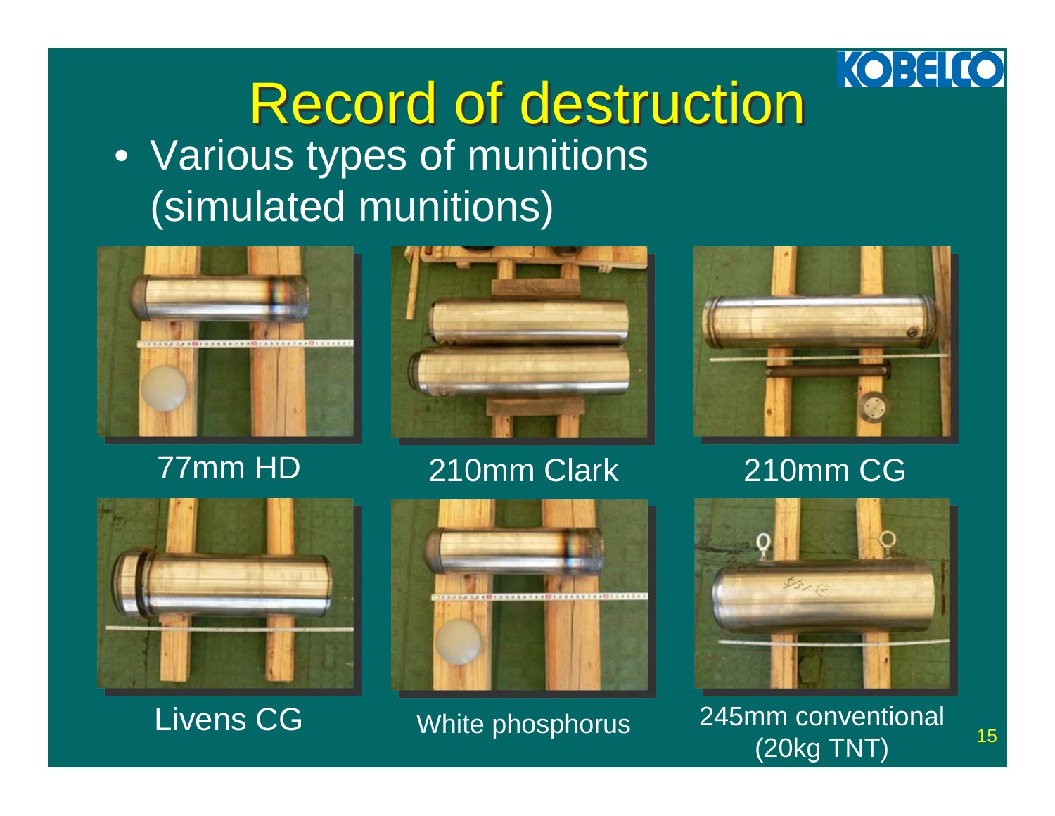# Record of destruction

- Various types of munitions (simulated munitions)

77mm HD

210mm Clark

210mm CG

Livens CG

White phosphorus

245mm conventional (20kg TNT)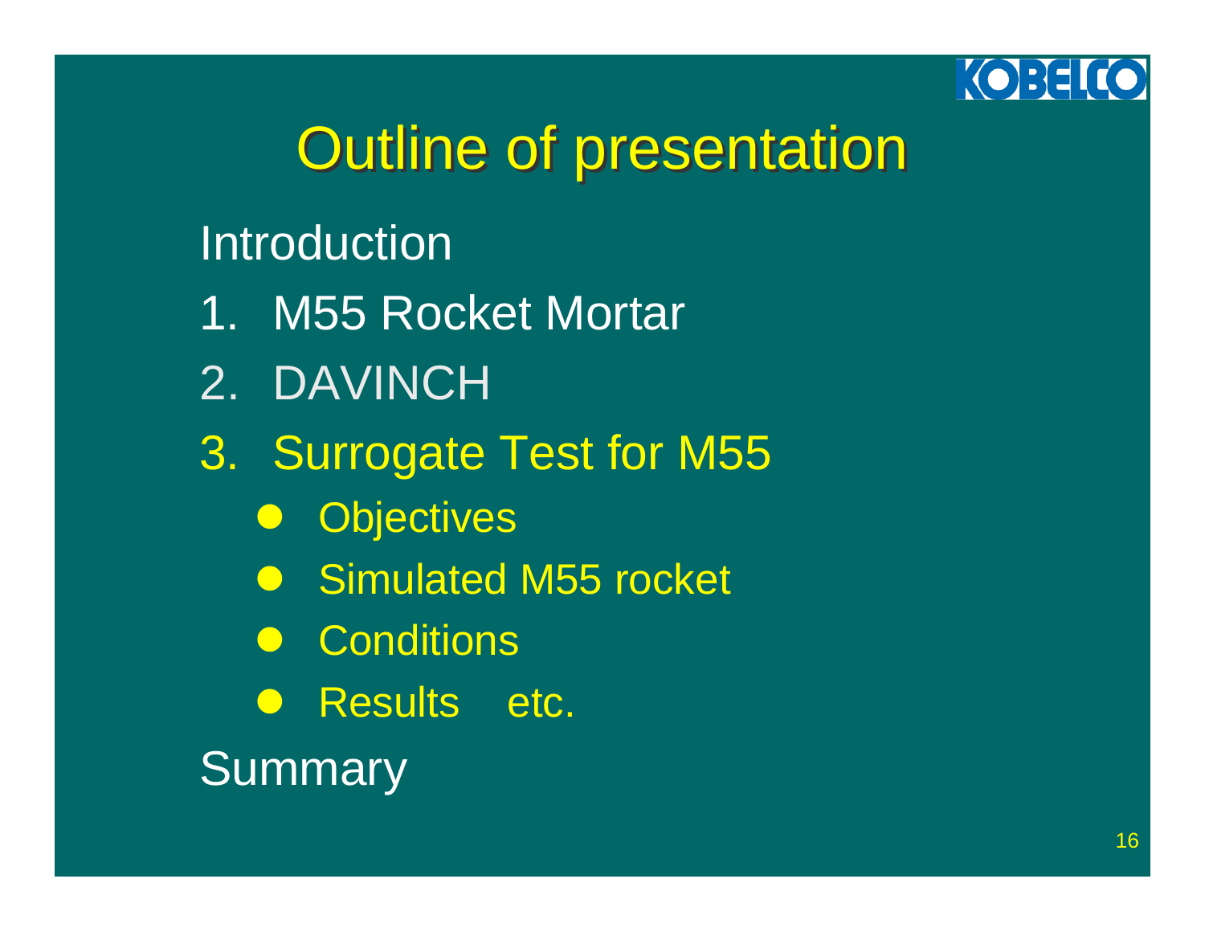# Outline of presentation

Introduction

1. M55 Rocket Mortar
2. DAVINCH
3. Surrogate Test for M55
   - Objectives
   - Simulated M55 rocket
   - Conditions
   - Results etc.

Summary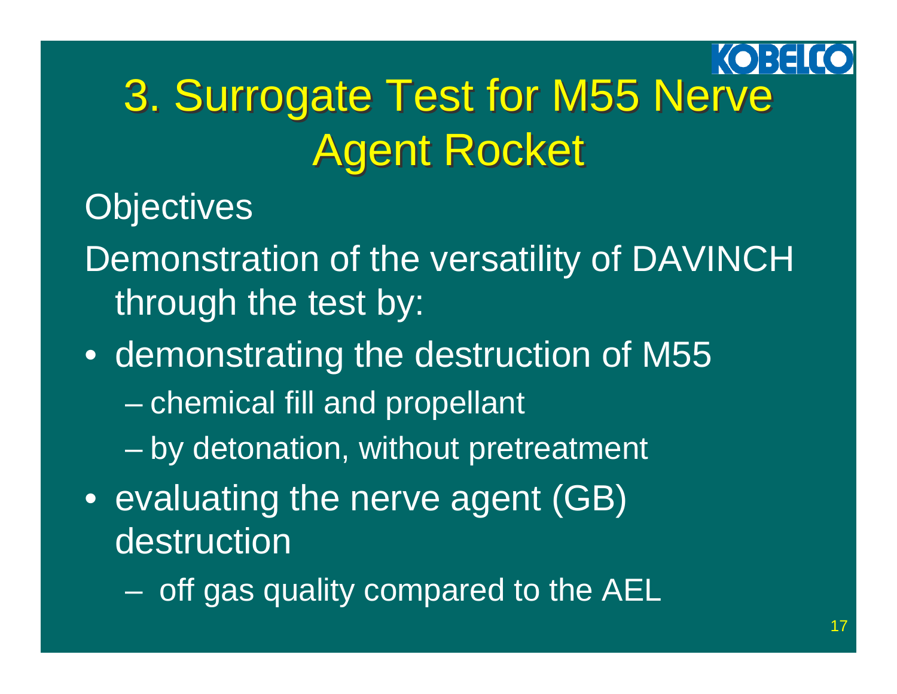# 3. Surrogate Test for M55 Nerve Agent Rocket

Objectives

Demonstration of the versatility of DAVINCH through the test by:

- demonstrating the destruction of M55
  - chemical fill and propellant
  - by detonation, without pretreatment
- evaluating the nerve agent (GB) destruction
  - off gas quality compared to the AEL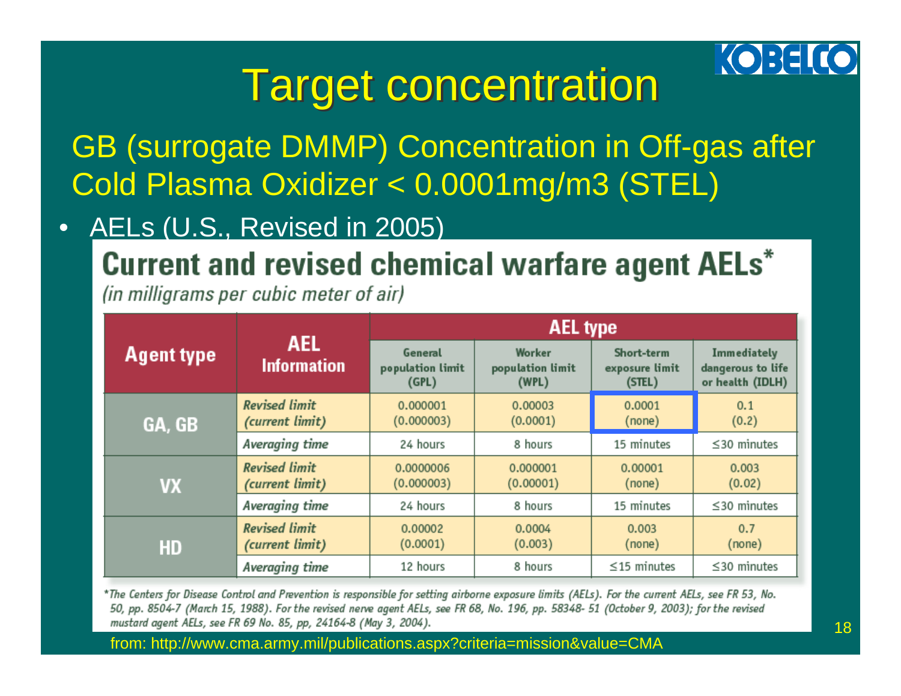# Target concentration

GB (surrogate DMMP) Concentration in Off-gas after Cold Plasma Oxidizer < 0.0001mg/m3 (STEL)

- AELs (U.S., Revised in 2005)

## Current and revised chemical warfare agent AELs*

*(in milligrams per cubic meter of air)*

| Agent type | AEL Information | AEL type | | | |
|---|---|---|---|---|---|
| | | General population limit (GPL) | Worker population limit (WPL) | Short-term exposure limit (STEL) | Immediately dangerous to life or health (IDLH) |
| GA, GB | *Revised limit (current limit)* | 0.000001 (0.000003) | 0.00003 (0.0001) | 0.0001 (none) | 0.1 (0.2) |
| | *Averaging time* | 24 hours | 8 hours | 15 minutes | ≤30 minutes |
| VX | *Revised limit (current limit)* | 0.0000006 (0.000003) | 0.000001 (0.00001) | 0.00001 (none) | 0.003 (0.02) |
| | *Averaging time* | 24 hours | 8 hours | 15 minutes | ≤30 minutes |
| HD | *Revised limit (current limit)* | 0.00002 (0.0001) | 0.0004 (0.003) | 0.003 (none) | 0.7 (none) |
| | *Averaging time* | 12 hours | 8 hours | ≤15 minutes | ≤30 minutes |

*The Centers for Disease Control and Prevention is responsible for setting airborne exposure limits (AELs). For the current AELs, see FR 53, No. 50, pp. 8504-7 (March 15, 1988). For the revised nerve agent AELs, see FR 68, No. 196, pp. 58348- 51 (October 9, 2003); for the revised mustard agent AELs, see FR 69 No. 85, pp, 24164-8 (May 3, 2004).

from: http://www.cma.army.mil/publications.aspx?criteria=mission&value=CMA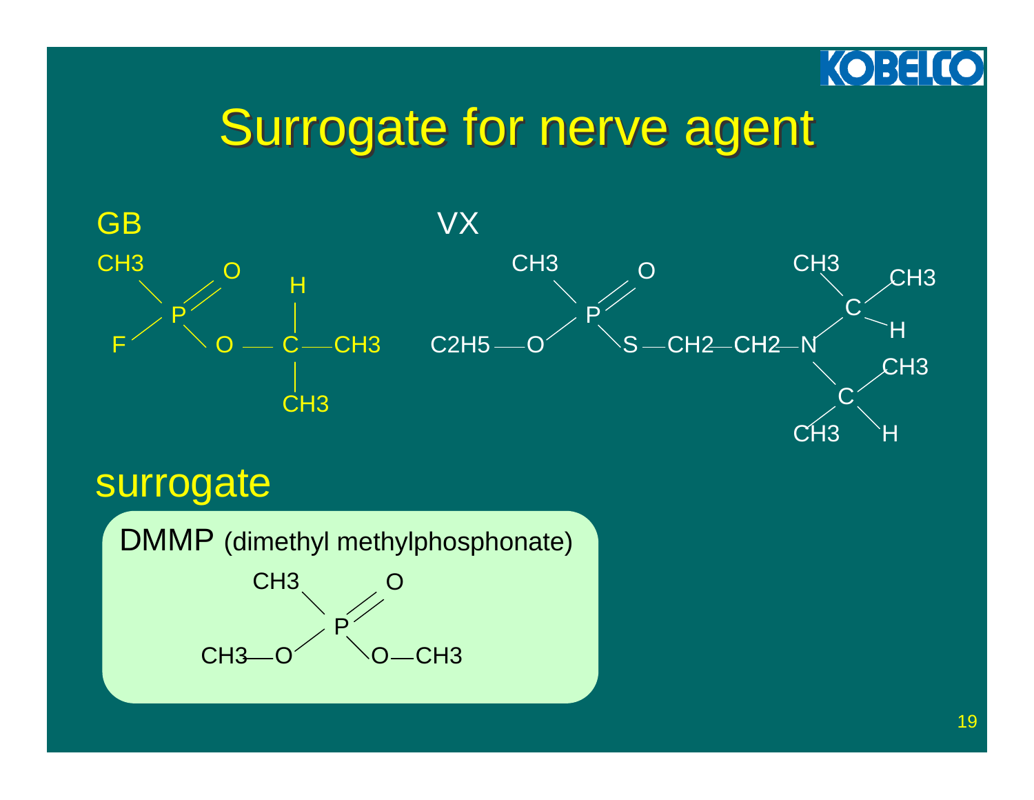# Surrogate for nerve agent

**GB**

```
CH3        O
    \    //        H
      P            |
    /    \         |
F          O  —  C — CH3
                   |
                   CH3
```

**VX**

```
                CH3        O                         CH3
                    \    //                             \     CH3
                      P                                   C /
                    /    \                              /   \ H
C2H5 — O                   S — CH2 — CH2 — N
                                                \         CH3
                                                  C /
                                                /   \
                                             CH3      H
```

## surrogate

**DMMP** (dimethyl methylphosphonate)

```
        CH3        O
            \    //
              P
            /    \
CH3 — O            O — CH3
```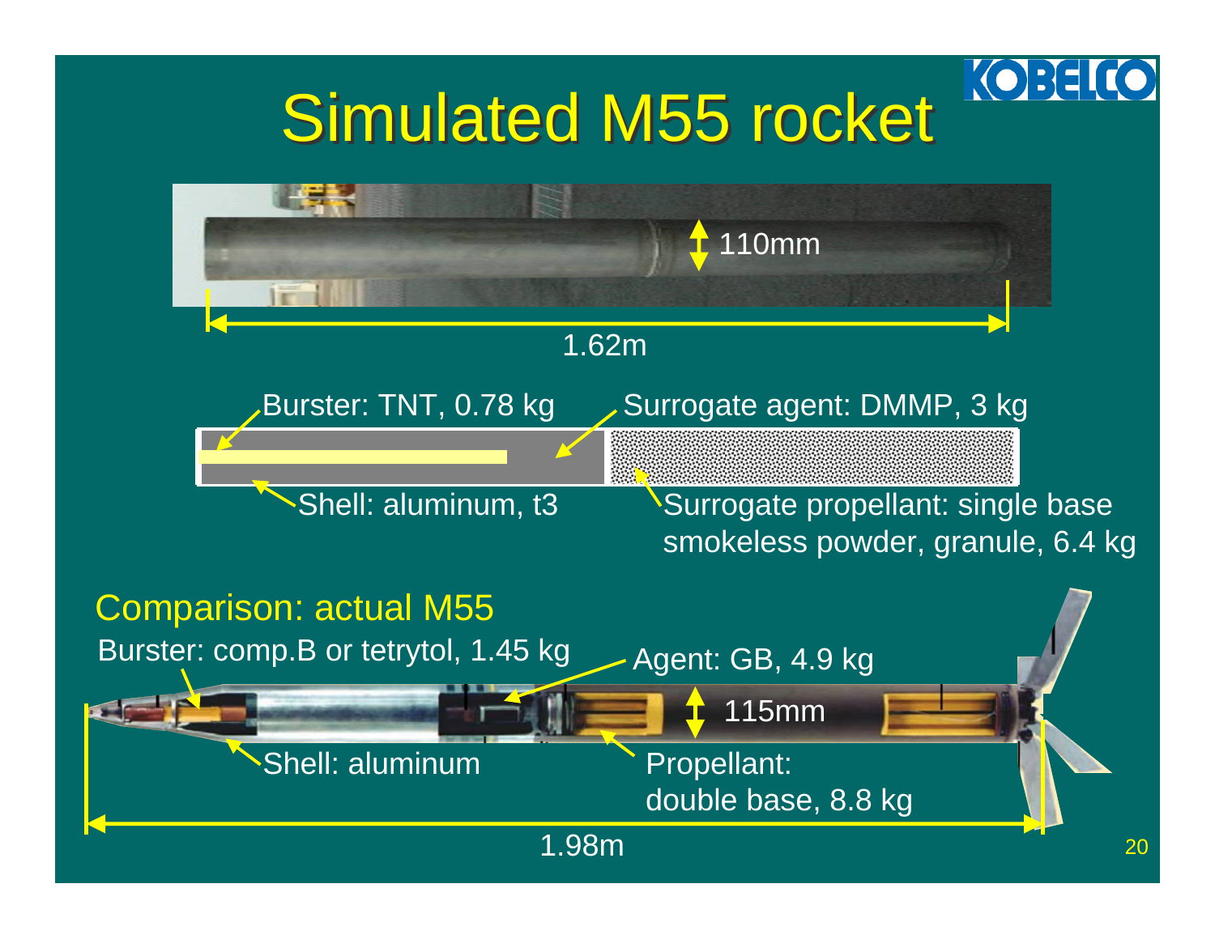# Simulated M55 rocket

110mm

1.62m

Burster: TNT, 0.78 kg

Surrogate agent: DMMP, 3 kg

Shell: aluminum, t3

Surrogate propellant: single base smokeless powder, granule, 6.4 kg

Comparison: actual M55

Burster: comp.B or tetrytol, 1.45 kg

Agent: GB, 4.9 kg

115mm

Shell: aluminum

Propellant: double base, 8.8 kg

1.98m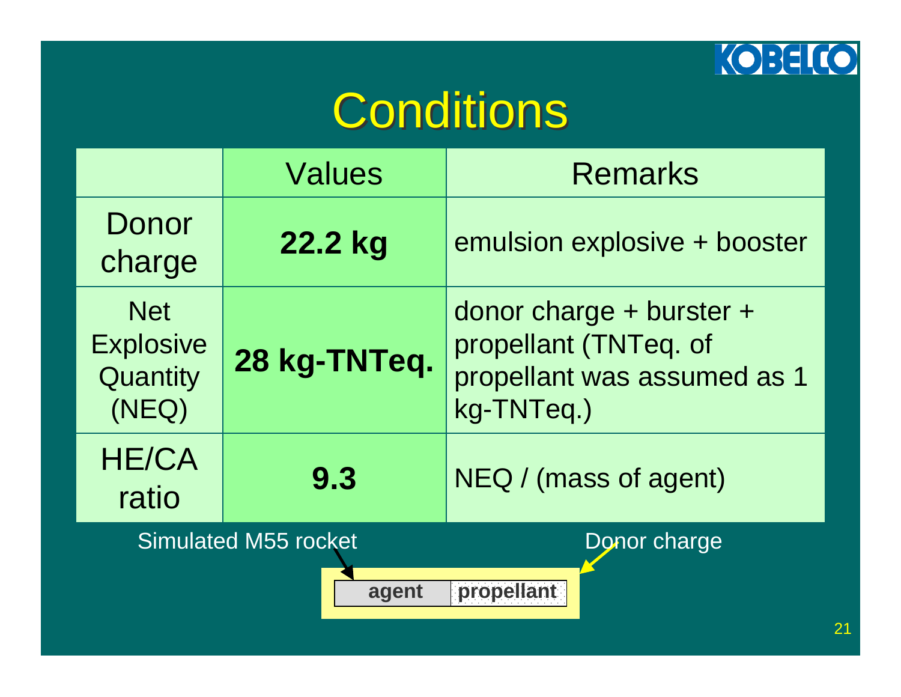# Conditions

| | Values | Remarks |
|---|---|---|
| Donor charge | **22.2 kg** | emulsion explosive + booster |
| Net Explosive Quantity (NEQ) | **28 kg-TNTeq.** | donor charge + burster + propellant (TNTeq. of propellant was assumed as 1 kg-TNTeq.) |
| HE/CA ratio | **9.3** | NEQ / (mass of agent) |

Simulated M55 rocket

Donor charge

**agent** **propellant**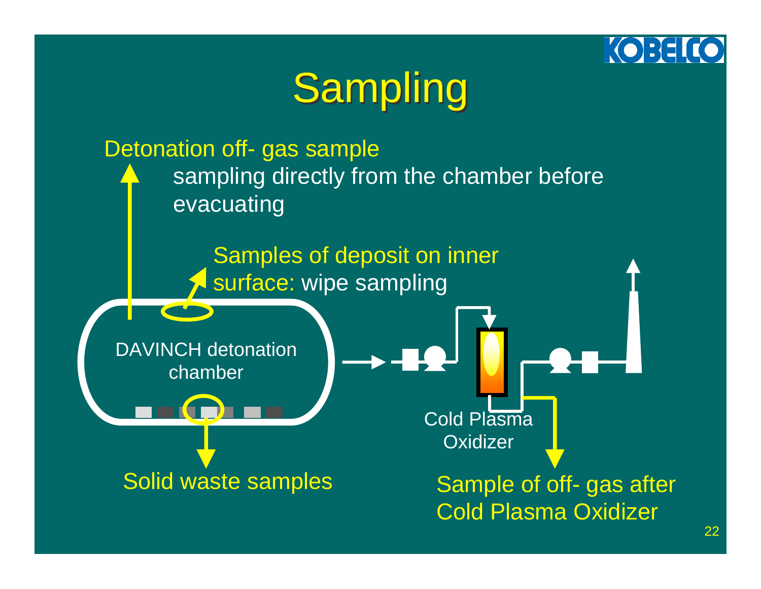# Sampling

Detonation off- gas sample

sampling directly from the chamber before evacuating

Samples of deposit on inner surface: wipe sampling

DAVINCH detonation chamber

Solid waste samples

Cold Plasma Oxidizer

Sample of off- gas after Cold Plasma Oxidizer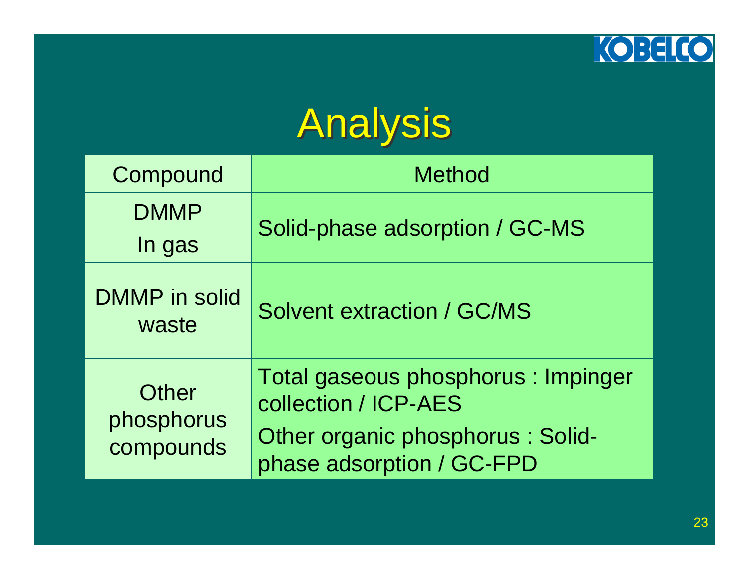# Analysis

| Compound | Method |
| --- | --- |
| DMMP In gas | Solid-phase adsorption / GC-MS |
| DMMP in solid waste | Solvent extraction / GC/MS |
| Other phosphorus compounds | Total gaseous phosphorus : Impinger collection / ICP-AES<br>Other organic phosphorus : Solid-phase adsorption / GC-FPD |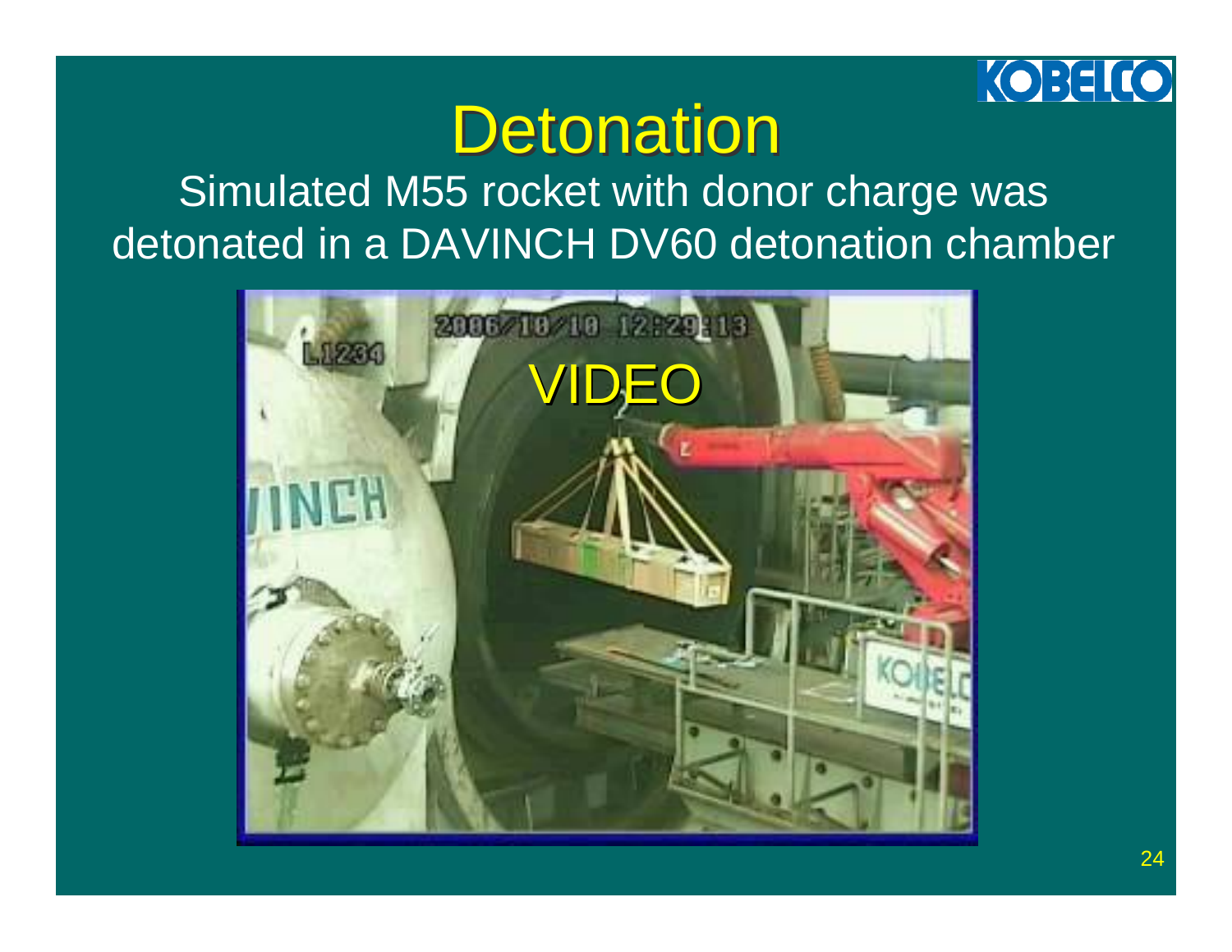# Detonation

Simulated M55 rocket with donor charge was detonated in a DAVINCH DV60 detonation chamber

VIDEO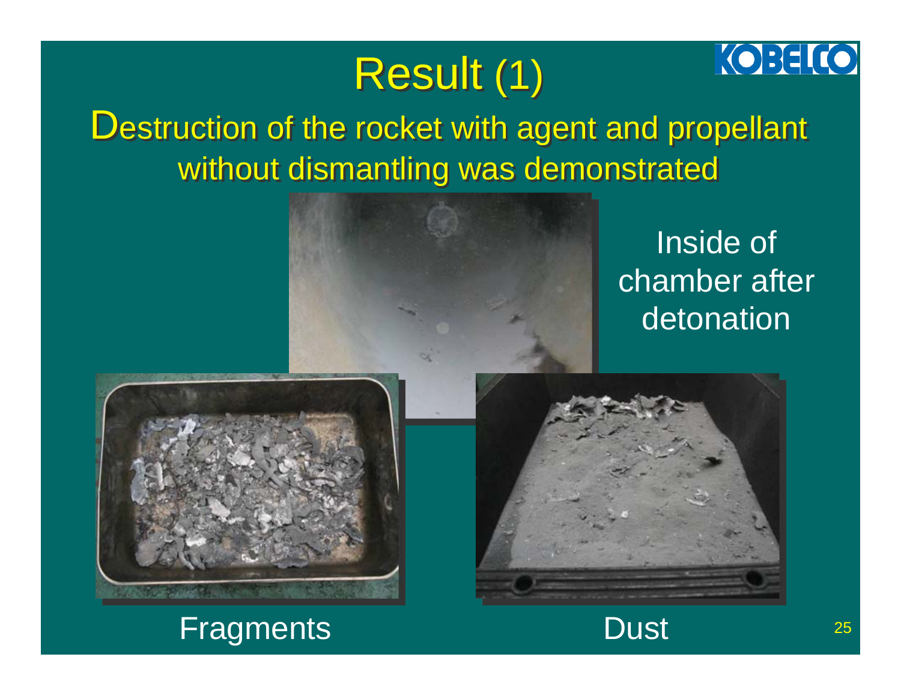# Result (1)

Destruction of the rocket with agent and propellant without dismantling was demonstrated

Inside of chamber after detonation

Fragments

Dust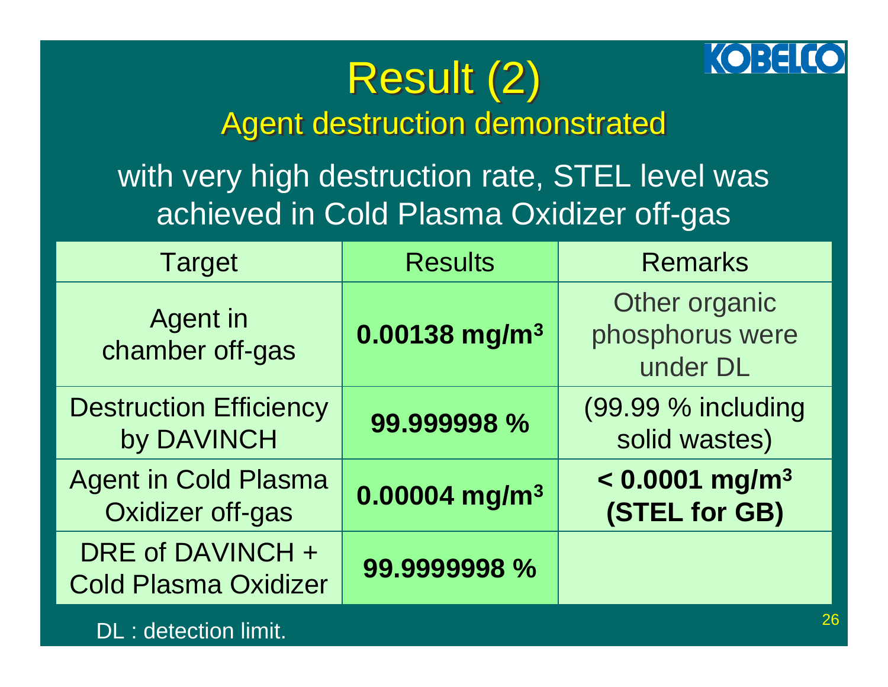# Result (2)

## Agent destruction demonstrated

with very high destruction rate, STEL level was achieved in Cold Plasma Oxidizer off-gas

| Target | Results | Remarks |
| --- | --- | --- |
| Agent in chamber off-gas | **0.00138 mg/m$^3$** | Other organic phosphorus were under DL |
| Destruction Efficiency by DAVINCH | **99.999998 %** | (99.99 % including solid wastes) |
| Agent in Cold Plasma Oxidizer off-gas | **0.00004 mg/m$^3$** | **< 0.0001 mg/m$^3$ (STEL for GB)** |
| DRE of DAVINCH + Cold Plasma Oxidizer | **99.9999998 %** | |

DL : detection limit.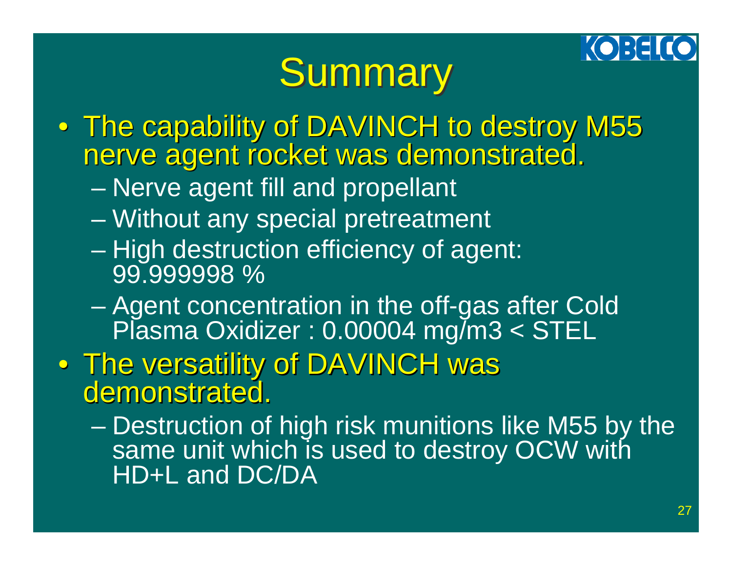# Summary

- The capability of DAVINCH to destroy M55 nerve agent rocket was demonstrated.
  - Nerve agent fill and propellant
  - Without any special pretreatment
  - High destruction efficiency of agent: 99.999998 %
  - Agent concentration in the off-gas after Cold Plasma Oxidizer : 0.00004 mg/m3 < STEL
- The versatility of DAVINCH was demonstrated.
  - Destruction of high risk munitions like M55 by the same unit which is used to destroy OCW with HD+L and DC/DA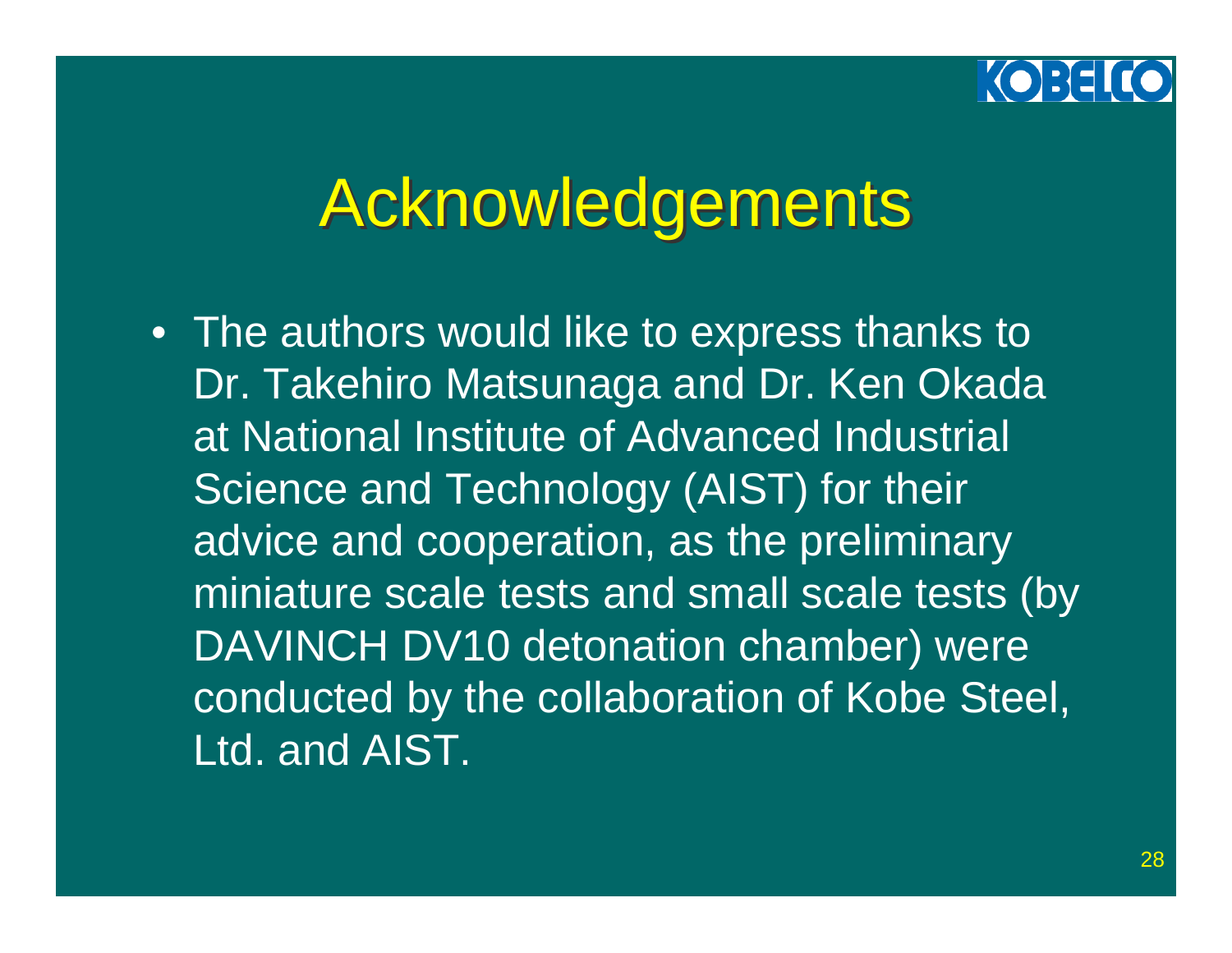# Acknowledgements

- The authors would like to express thanks to Dr. Takehiro Matsunaga and Dr. Ken Okada at National Institute of Advanced Industrial Science and Technology (AIST) for their advice and cooperation, as the preliminary miniature scale tests and small scale tests (by DAVINCH DV10 detonation chamber) were conducted by the collaboration of Kobe Steel, Ltd. and AIST.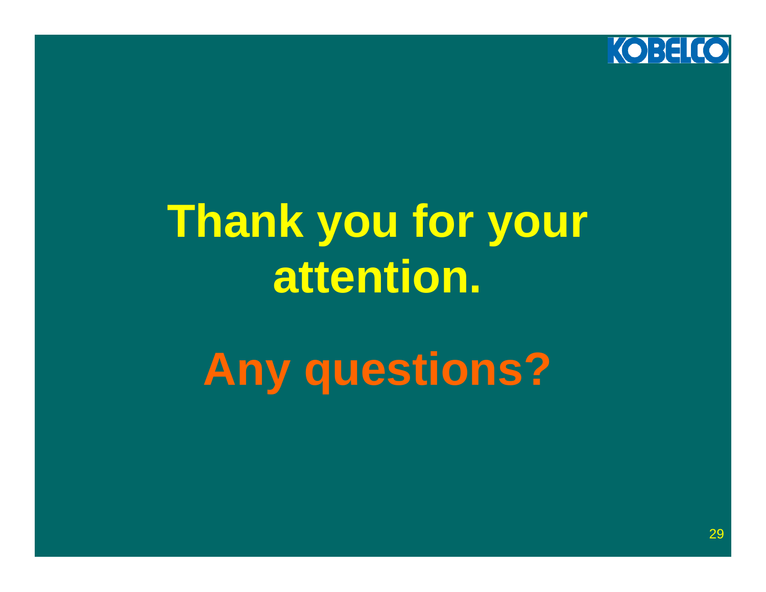# Thank you for your attention.

# Any questions?